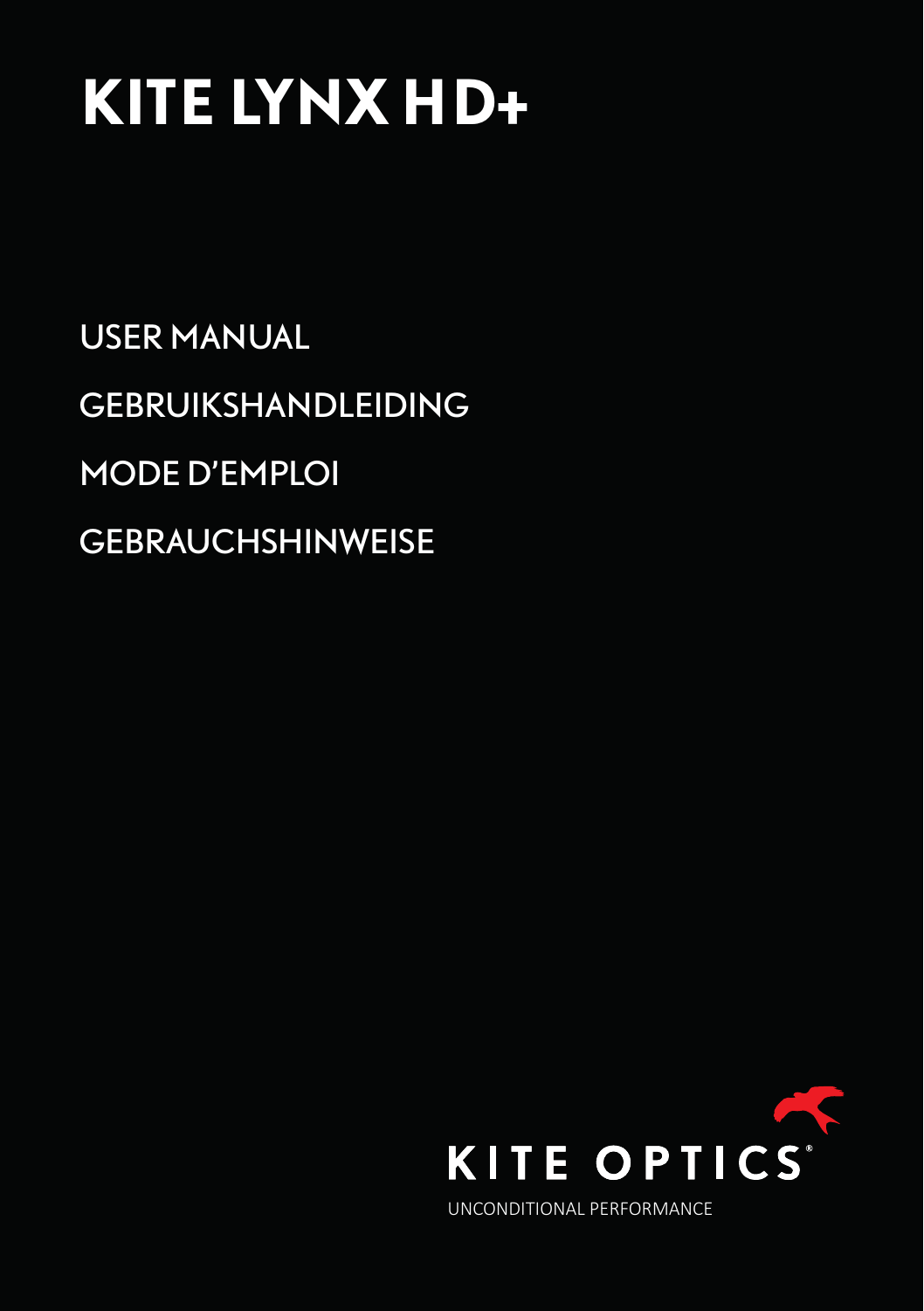# KITE LYNX HD+

USER MANUAL

GEBRUIKSHANDLEIDING

MODE D'EMPLOI

GEBRAUCHSHINWEISE

KITE OPTICS®

UNCONDITIONAL PERFORMANCE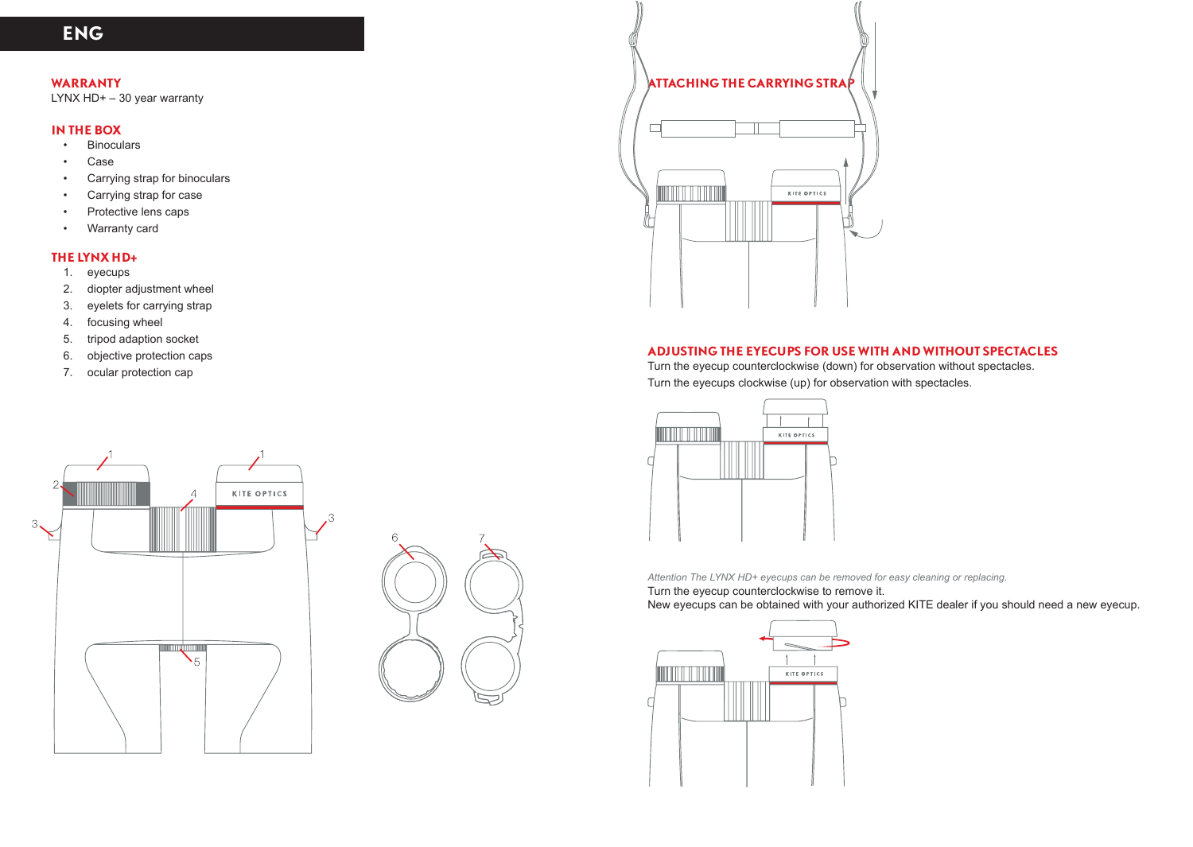# ENG

## WARRANTY

LYNX HD+ – 30 year warranty

## IN THE BOX

- Binoculars
- Case
- Carrying strap for binoculars
- Carrying strap for case
- Protective lens caps
- Warranty card

## THE LYNX HD+

1. eyecups
2. diopter adjustment wheel
3. eyelets for carrying strap
4. focusing wheel
5. tripod adaption socket
6. objective protection caps
7. ocular protection cap

## ATTACHING THE CARRYING STRAP

## ADJUSTING THE EYECUPS FOR USE WITH AND WITHOUT SPECTACLES

Turn the eyecup counterclockwise (down) for observation without spectacles.

Turn the eyecups clockwise (up) for observation with spectacles.

*Attention The LYNX HD+ eyecups can be removed for easy cleaning or replacing.*

Turn the eyecup counterclockwise to remove it.

New eyecups can be obtained with your authorized KITE dealer if you should need a new eyecup.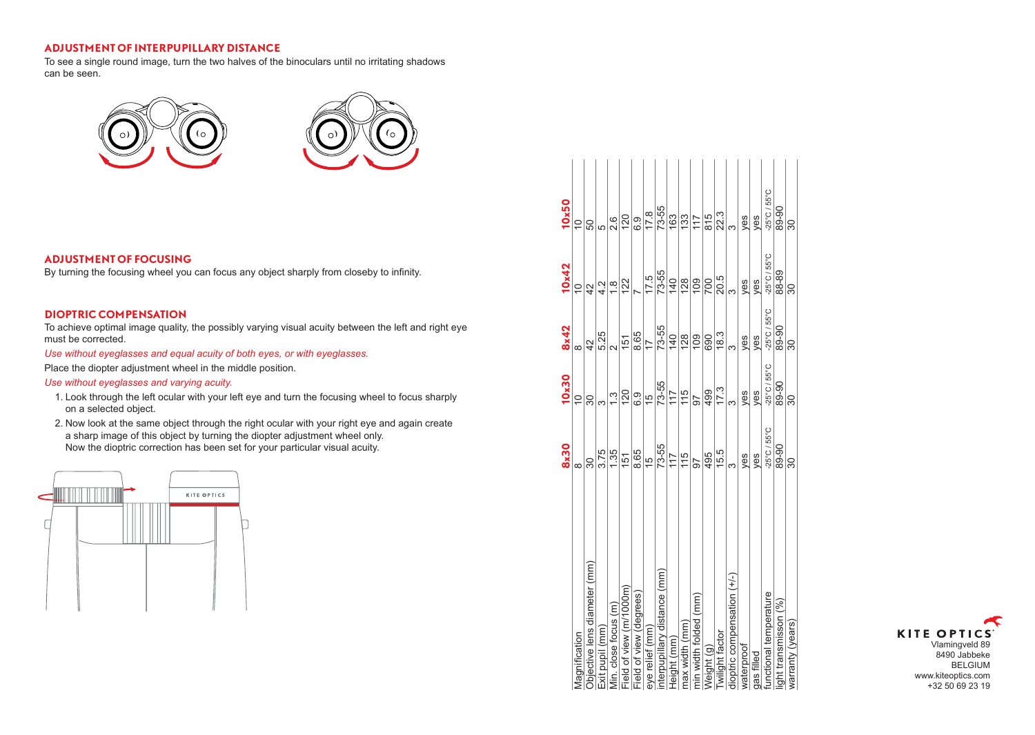## ADJUSTMENT OF INTERPUPILLARY DISTANCE

To see a single round image, turn the two halves of the binoculars until no irritating shadows can be seen.

## ADJUSTMENT OF FOCUSING

By turning the focusing wheel you can focus any object sharply from closeby to infinity.

## DIOPTRIC COMPENSATION

To achieve optimal image quality, the possibly varying visual acuity between the left and right eye must be corrected.

*Use without eyeglasses and equal acuity of both eyes, or with eyeglasses.*

Place the diopter adjustment wheel in the middle position.

*Use without eyeglasses and varying acuity.*

1. Look through the left ocular with your left eye and turn the focusing wheel to focus sharply on a selected object.
2. Now look at the same object through the right ocular with your right eye and again create a sharp image of this object by turning the diopter adjustment wheel only.
   Now the dioptric correction has been set for your particular visual acuity.

KITE OPTICS

| | 8x30 | 10x30 | 8x42 | 10x42 | 10x50 |
|---|---|---|---|---|---|
| Magnification | 8 | 10 | 8 | 10 | 10 |
| Objective lens diameter (mm) | 30 | 30 | 42 | 42 | 50 |
| Exit pupil (mm) | 3.75 | 3 | 5.25 | 4.2 | 5 |
| Min. close focus (m) | 1.35 | 1.3 | 2 | 1.8 | 2.6 |
| Field of view (m/1000m) | 151 | 120 | 151 | 122 | 120 |
| Field of view (degrees) | 8.65 | 6.9 | 8.65 | 7 | 6.9 |
| eye relief (mm) | 15 | 15 | 17 | 17.5 | 17.8 |
| interpupillary distance (mm) | 73-55 | 73-55 | 73-55 | 73-55 | 73-55 |
| Height (mm) | 117 | 117 | 140 | 140 | 163 |
| max width (mm) | 115 | 115 | 128 | 128 | 133 |
| min width folded (mm) | 97 | 97 | 109 | 109 | 117 |
| Weight (g) | 495 | 499 | 690 | 700 | 815 |
| Twilight factor | 15.5 | 17.3 | 18.3 | 20.5 | 22.3 |
| dioptric compensation (+/-) | 3 | 3 | 3 | 3 | 3 |
| waterproof | yes | yes | yes | yes | yes |
| gas filled | yes | yes | yes | yes | yes |
| functional temperature | -25°C / 55°C | -25°C / 55°C | -25°C / 55°C | -25°C / 55°C | -25°C / 55°C |
| light transmisson (%) | 89-90 | 89-90 | 89-90 | 88-89 | 89-90 |
| warranty (years) | 30 | 30 | 30 | 30 | 30 |

KITE OPTICS
Vlamingveld 89
8490 Jabbeke
BELGIUM
www.kiteoptics.com
+32 50 69 23 19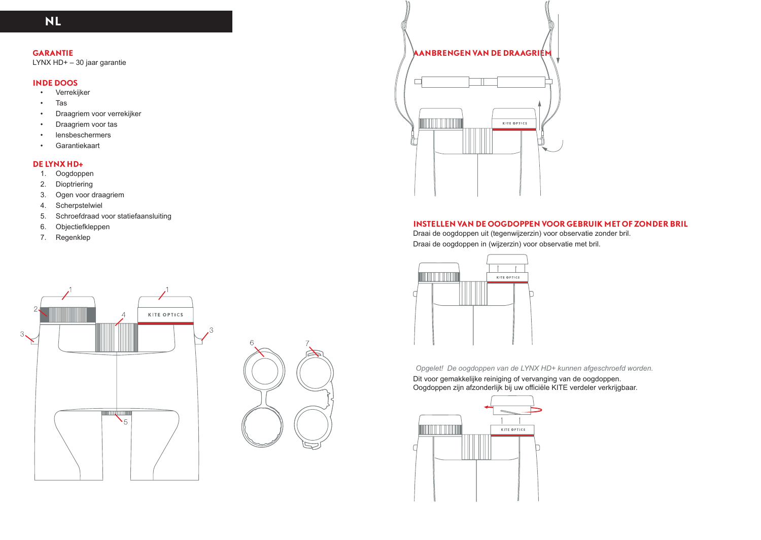# NL

## GARANTIE

LYNX HD+ – 30 jaar garantie

## INDE DOOS

- Verrekijker
- Tas
- Draagriem voor verrekijker
- Draagriem voor tas
- lensbeschermers
- Garantiekaart

## DE LYNX HD+

1. Oogdoppen
2. Dioptriering
3. Ogen voor draagriem
4. Scherpstelwiel
5. Schroefdraad voor statiefaansluiting
6. Objectiefkleppen
7. Regenklep

## AANBRENGEN VAN DE DRAAGRIEM

## INSTELLEN VAN DE OOGDOPPEN VOOR GEBRUIK MET OF ZONDER BRIL

Draai de oogdoppen uit (tegenwijzerzin) voor observatie zonder bril.
Draai de oogdoppen in (wijzerzin) voor observatie met bril.

*Opgelet! De oogdoppen van de LYNX HD+ kunnen afgeschroefd worden.*

Dit voor gemakkelijke reiniging of vervanging van de oogdoppen.
Oogdoppen zijn afzonderlijk bij uw officiële KITE verdeler verkrijgbaar.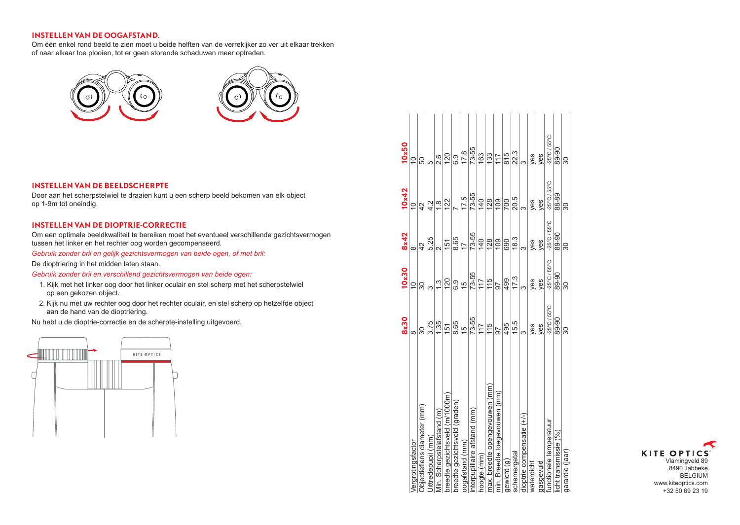## INSTELLEN VAN DE OOGAFSTAND.

Om één enkel rond beeld te zien moet u beide helften van de verrekijker zo ver uit elkaar trekken of naar elkaar toe plooien, tot er geen storende schaduwen meer optreden.

## INSTELLEN VAN DE BEELDSCHERPTE

Door aan het scherpstelwiel te draaien kunt u een scherp beeld bekomen van elk object op 1-9m tot oneindig.

## INSTELLEN VAN DE DIOPTRIE-CORRECTIE

Om een optimale beeldkwaliteit te bereiken moet het eventueel verschillende gezichtsvermogen tussen het linker en het rechter oog worden gecompenseerd.

*Gebruik zonder bril en gelijk gezichtsvermogen van beide ogen, of met bril:*

De dioptriering in het midden laten staan.

*Gebruik zonder bril en verschillend gezichtsvermogen van beide ogen:*

1. Kijk met het linker oog door het linker oculair en stel scherp met het scherpstelwiel op een gekozen object.
2. Kijk nu met uw rechter oog door het rechter oculair, en stel scherp op hetzelfde object aan de hand van de dioptriering.

Nu hebt u de dioptrie-correctie en de scherpte-instelling uitgevoerd.

KITE OPTICS

| | 8x30 | 10x30 | 8x42 | 10x42 | 10x50 |
|---|---|---|---|---|---|
| Vergrotingsfactor | 8 | 10 | 8 | 10 | 10 |
| Objectieflens diameter (mm) | 30 | 30 | 42 | 42 | 50 |
| Uittredepupil (mm) | 3.75 | 3 | 5.25 | 4.2 | 5 |
| Min. Scherpstelafstand (m) | 1.35 | 1.3 | 2 | 1.8 | 2.6 |
| breedte gezichtsveld (m/1000m) | 151 | 120 | 151 | 122 | 120 |
| breedte gezichtsveld (graden) | 8.65 | 6.9 | 8.65 | 7 | 6.9 |
| oogafstand (mm) | 15 | 15 | 17 | 17.5 | 17.8 |
| interpupillaire afstand (mm) | 73-55 | 73-55 | 73-55 | 73-55 | 73-55 |
| hoogte (mm) | 117 | 117 | 140 | 140 | 163 |
| max. breedte opengevouwen (mm) | 115 | 115 | 128 | 128 | 133 |
| min. Breedte toegevouwen (mm) | 97 | 97 | 109 | 109 | 117 |
| gewicht (g) | 495 | 499 | 690 | 700 | 815 |
| schemergetal | 15.5 | 17.3 | 18.3 | 20.5 | 22.3 |
| dioptrie compensatie (+/-) | 3 | 3 | 3 | 3 | 3 |
| waterdicht | yes | yes | yes | yes | yes |
| gasgevuld | yes | yes | yes | yes | yes |
| functionele temperatuur | -25°C / 55°C | -25°C / 55°C | -25°C / 55°C | -25°C / 55°C | -25°C / 55°C |
| licht transmissie (%) | 89-90 | 89-90 | 89-90 | 88-89 | 89-90 |
| garantie (jaar) | 30 | 30 | 30 | 30 | 30 |

KITE OPTICS
Vlamingveld 89
8490 Jabbeke
BELGIUM
www.kiteoptics.com
+32 50 69 23 19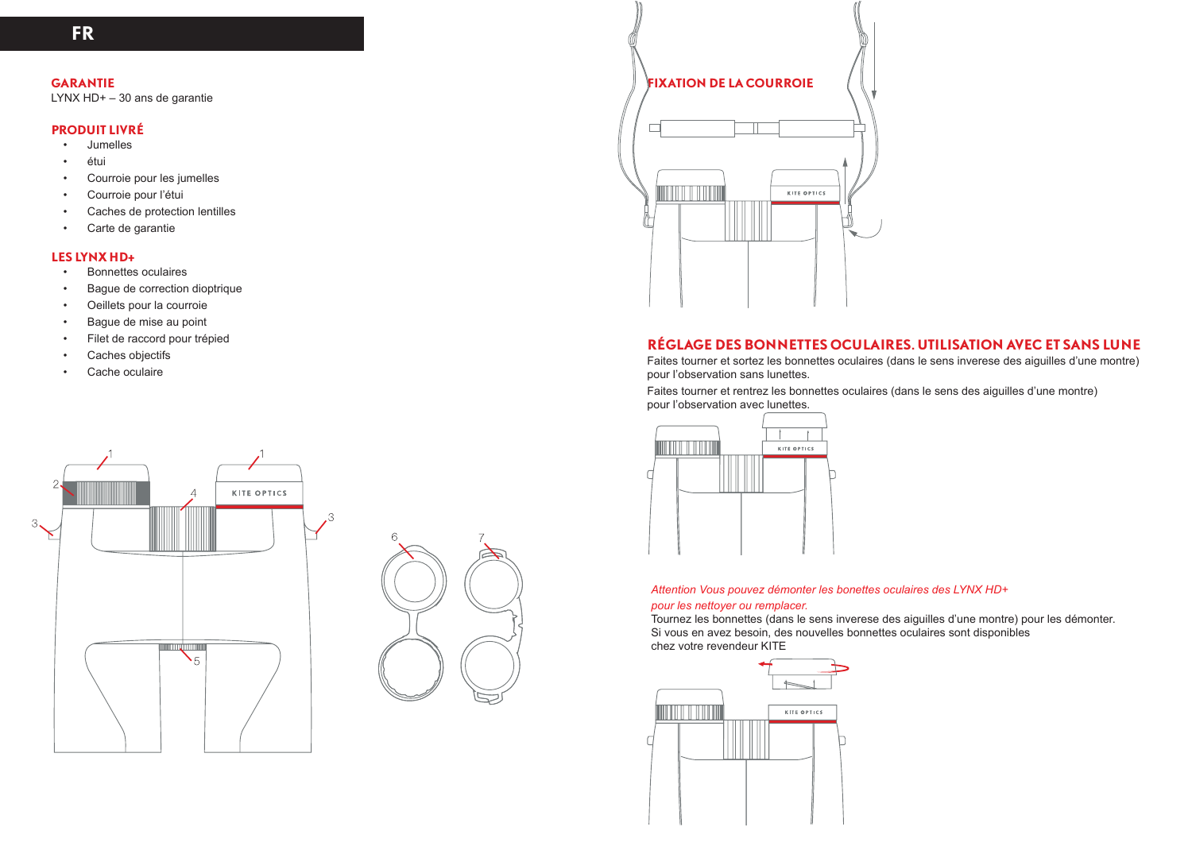# FR

## GARANTIE

LYNX HD+ – 30 ans de garantie

## PRODUIT LIVRÉ

- Jumelles
- étui
- Courroie pour les jumelles
- Courroie pour l'étui
- Caches de protection lentilles
- Carte de garantie

## LES LYNX HD+

- Bonnettes oculaires
- Bague de correction dioptrique
- Oeillets pour la courroie
- Bague de mise au point
- Filet de raccord pour trépied
- Caches objectifs
- Cache oculaire

## FIXATION DE LA COURROIE

## RÉGLAGE DES BONNETTES OCULAIRES. UTILISATION AVEC ET SANS LUNE

Faites tourner et sortez les bonnettes oculaires (dans le sens inverese des aiguilles d'une montre) pour l'observation sans lunettes.

Faites tourner et rentrez les bonnettes oculaires (dans le sens des aiguilles d'une montre) pour l'observation avec lunettes.

*Attention Vous pouvez démonter les bonettes oculaires des LYNX HD+ pour les nettoyer ou remplacer.*

Tournez les bonnettes (dans le sens inverese des aiguilles d'une montre) pour les démonter. Si vous en avez besoin, des nouvelles bonnettes oculaires sont disponibles chez votre revendeur KITE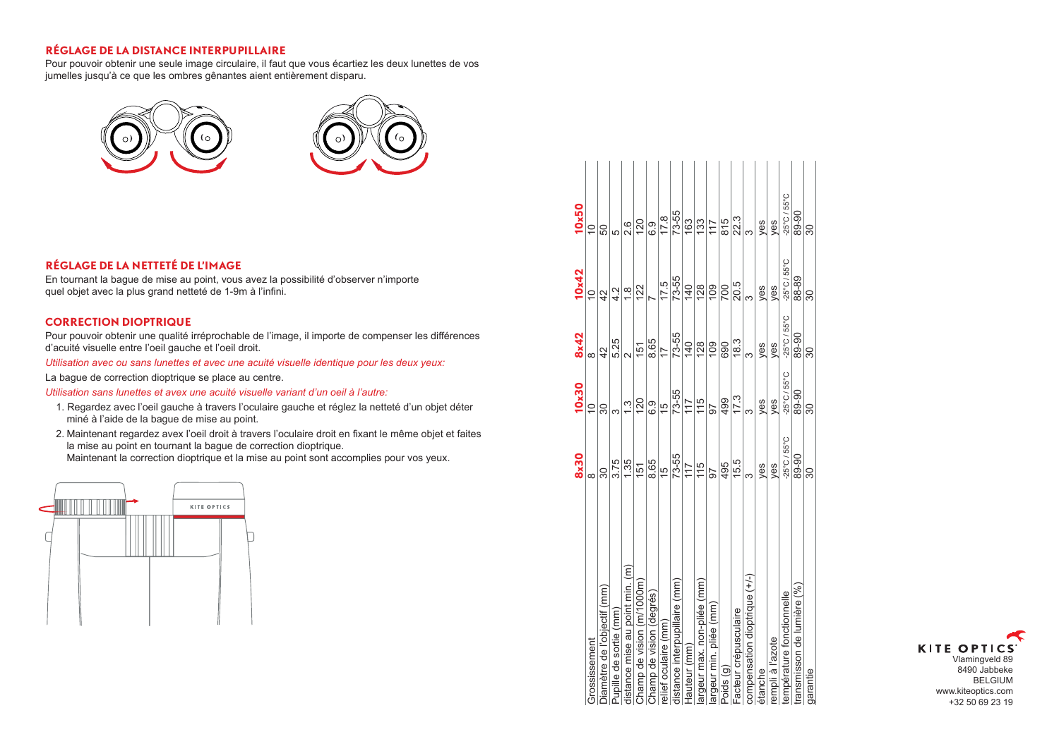## RÉGLAGE DE LA DISTANCE INTERPUPILLAIRE

Pour pouvoir obtenir une seule image circulaire, il faut que vous écartiez les deux lunettes de vos jumelles jusqu'à ce que les ombres gênantes aient entièrement disparu.

## RÉGLAGE DE LA NETTETÉ DE L'IMAGE

En tournant la bague de mise au point, vous avez la possibilité d'observer n'importe quel objet avec la plus grand netteté de 1-9m à l'infini.

## CORRECTION DIOPTRIQUE

Pour pouvoir obtenir une qualité irréprochable de l'image, il importe de compenser les différences d'acuité visuelle entre l'oeil gauche et l'oeil droit.

*Utilisation avec ou sans lunettes et avec une acuité visuelle identique pour les deux yeux:*

La bague de correction dioptrique se place au centre.

*Utilisation sans lunettes et avex une acuité visuelle variant d'un oeil à l'autre:*

1. Regardez avec l'oeil gauche à travers l'oculaire gauche et réglez la netteté d'un objet déter miné à l'aide de la bague de mise au point.
2. Maintenant regardez avex l'oeil droit à travers l'oculaire droit en fixant le même objet et faites la mise au point en tournant la bague de correction dioptrique.
   Maintenant la correction dioptrique et la mise au point sont accomplies pour vos yeux.

KITE OPTICS

| | 8x30 | 10x30 | 8x42 | 10x42 | 10x50 |
|---|---|---|---|---|---|
| Grossissement | 8 | 10 | 8 | 10 | 10 |
| Diamètre de l'objectif (mm) | 30 | 30 | 42 | 42 | 50 |
| Pupille de sortie (mm) | 3.75 | 3 | 5.25 | 4.2 | 5 |
| distance mise au point min. (m) | 1.35 | 1.3 | 2 | 1.8 | 2.6 |
| Champ de vision (m/1000m) | 151 | 120 | 151 | 122 | 120 |
| Champ de vision (degrés) | 8.65 | 6.9 | 8.65 | 7 | 6.9 |
| relief oculaire (mm) | 15 | 15 | 17 | 17.5 | 17.8 |
| distance interpupillaire (mm) | 73-55 | 73-55 | 73-55 | 73-55 | 73-55 |
| Hauteur (mm) | 117 | 117 | 140 | 140 | 163 |
| largeur max. non-pliée (mm) | 115 | 115 | 128 | 128 | 133 |
| largeur min. pliée (mm) | 97 | 97 | 109 | 109 | 117 |
| Poids (g) | 495 | 499 | 690 | 700 | 815 |
| Facteur crépusculaire | 15.5 | 17.3 | 18.3 | 20.5 | 22.3 |
| compensation dioptrique (+/-) | 3 | 3 | 3 | 3 | 3 |
| étanche | yes | yes | yes | yes | yes |
| rempli à l'azote | yes | yes | yes | yes | yes |
| température fonctionnelle | -25°C / 55°C | -25°C / 55°C | -25°C / 55°C | -25°C / 55°C | -25°C / 55°C |
| transmisson de lumière (%) | 89-90 | 89-90 | 89-90 | 88-89 | 89-90 |
| garantie | 30 | 30 | 30 | 30 | 30 |

KITE OPTICS
Vlamingveld 89
8490 Jabbeke
BELGIUM
www.kiteoptics.com
+32 50 69 23 19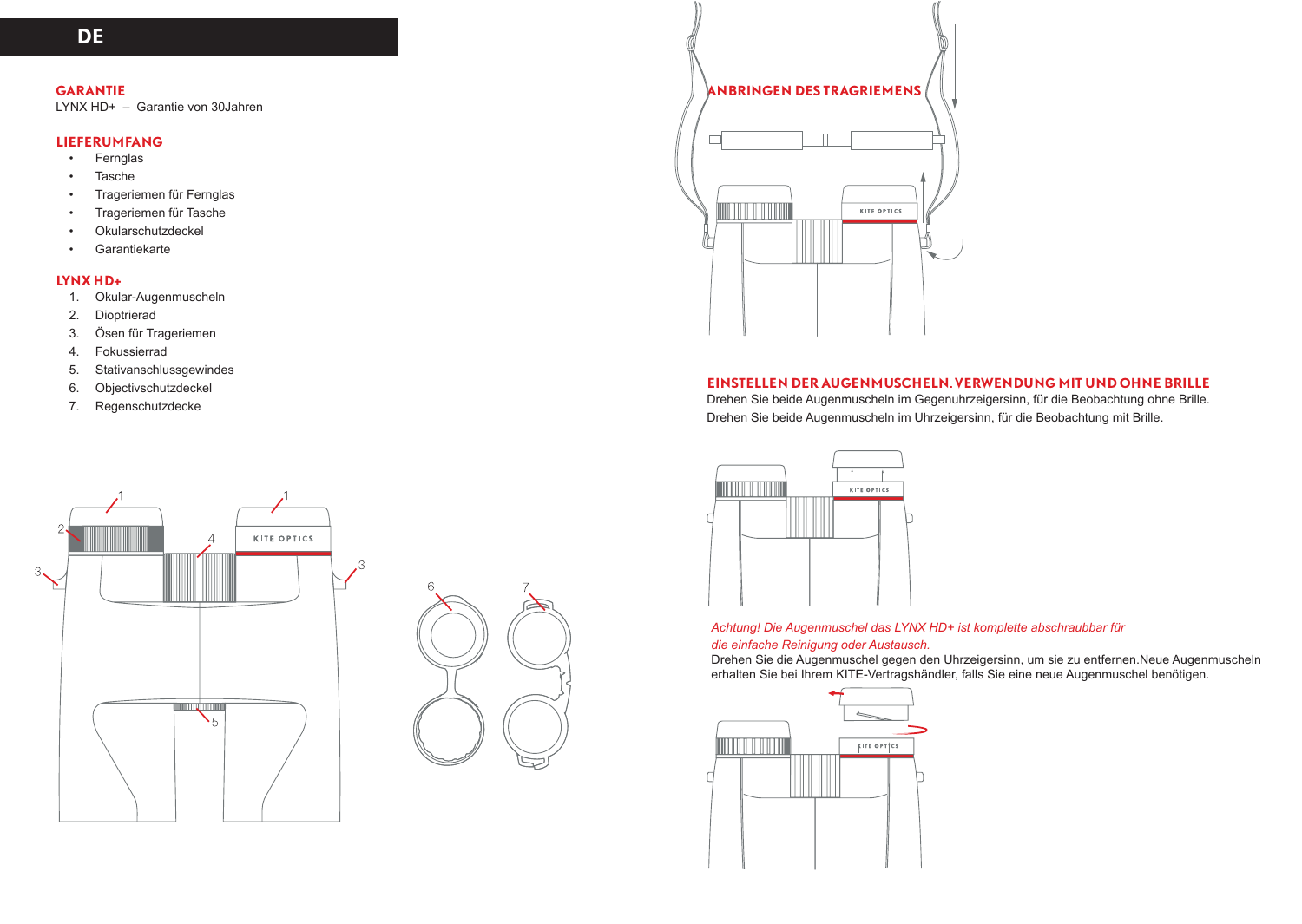# DE

## GARANTIE

LYNX HD+ – Garantie von 30Jahren

## LIEFERUMFANG

- Fernglas
- Tasche
- Trageriemen für Fernglas
- Trageriemen für Tasche
- Okularschutzdeckel
- Garantiekarte

## LYNX HD+

1. Okular-Augenmuscheln
2. Dioptrierad
3. Ösen für Trageriemen
4. Fokussierrad
5. Stativanschlussgewindes
6. Objectivschutzdeckel
7. Regenschutzdecke

## ANBRINGEN DES TRAGRIEMENS

## EINSTELLEN DER AUGENMUSCHELN. VERWENDUNG MIT UND OHNE BRILLE

Drehen Sie beide Augenmuscheln im Gegenuhrzeigersinn, für die Beobachtung ohne Brille.
Drehen Sie beide Augenmuscheln im Uhrzeigersinn, für die Beobachtung mit Brille.

*Achtung! Die Augenmuschel das LYNX HD+ ist komplette abschraubbar für die einfache Reinigung oder Austausch.*
Drehen Sie die Augenmuschel gegen den Uhrzeigersinn, um sie zu entfernen.Neue Augenmuscheln erhalten Sie bei Ihrem KITE-Vertragshändler, falls Sie eine neue Augenmuschel benötigen.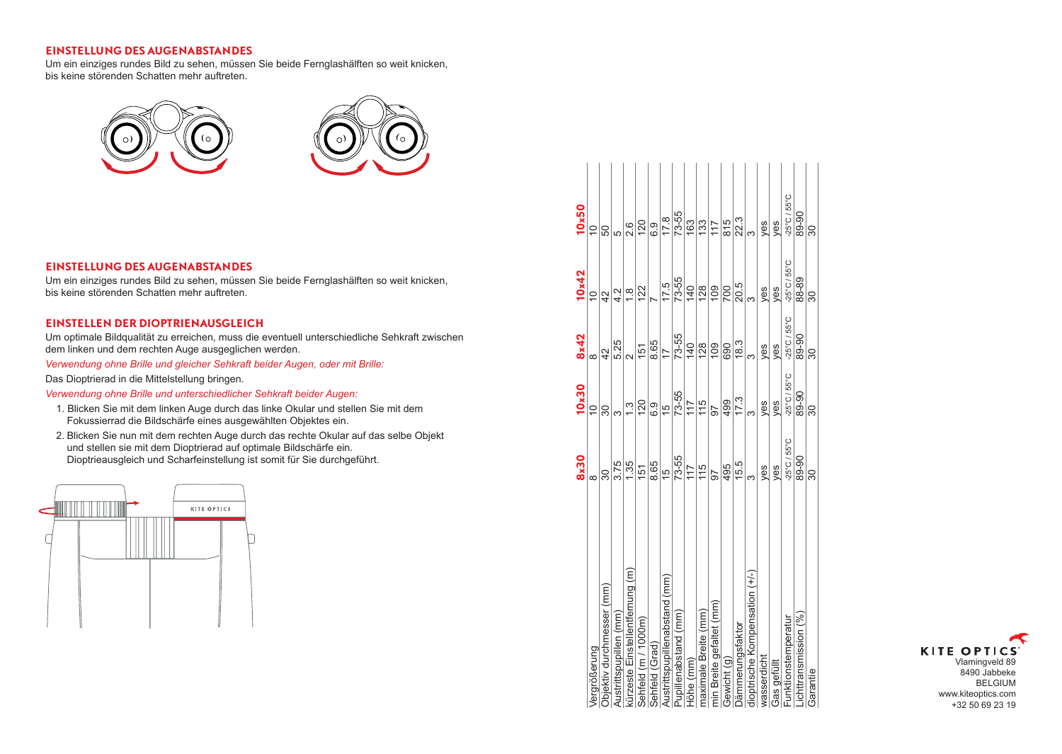## EINSTELLUNG DES AUGENABSTANDES

Um ein einziges rundes Bild zu sehen, müssen Sie beide Fernglashälften so weit knicken, bis keine störenden Schatten mehr auftreten.

## EINSTELLUNG DES AUGENABSTANDES

Um ein einziges rundes Bild zu sehen, müssen Sie beide Fernglashälften so weit knicken, bis keine störenden Schatten mehr auftreten.

## EINSTELLEN DER DIOPTRIENAUSGLEICH

Um optimale Bildqualität zu erreichen, muss die eventuell unterschiedliche Sehkraft zwischen dem linken und dem rechten Auge ausgeglichen werden.

*Verwendung ohne Brille und gleicher Sehkraft beider Augen, oder mit Brille:*

Das Dioptrierad in die Mittelstellung bringen.

*Verwendung ohne Brille und unterschiedlicher Sehkraft beider Augen:*

1. Blicken Sie mit dem linken Auge durch das linke Okular und stellen Sie mit dem Fokussierrad die Bildschärfe eines ausgewählten Objektes ein.
2. Blicken Sie nun mit dem rechten Auge durch das rechte Okular auf das selbe Objekt und stellen sie mit dem Dioptrierad auf optimale Bildschärfe ein. Dioptrieausgleich und Scharfeinstellung ist somit für Sie durchgeführt.

KITE OPTICS

| | 8x30 | 10x30 | 8x42 | 10x42 | 10x50 |
|---|---|---|---|---|---|
| Vergrößerung | 8 | 10 | 8 | 10 | 10 |
| Objektiv durchmesser (mm) | 30 | 30 | 42 | 42 | 50 |
| Austrittspupillen (mm) | 3.75 | 3 | 5.25 | 4.2 | 5 |
| kürzeste Einstellentfernung (m) | 1.35 | 1.3 | 2 | 1.8 | 2.6 |
| Sehfeld (m / 1000m) | 151 | 120 | 151 | 122 | 120 |
| Sehfeld (Grad) | 8.65 | 6.9 | 8.65 | 7 | 6.9 |
| Austrittspupillenabstand (mm) | 15 | 15 | 17 | 17.5 | 17.8 |
| Pupillenabstand (mm) | 73-55 | 73-55 | 73-55 | 73-55 | 73-55 |
| Höhe (mm) | 117 | 117 | 140 | 140 | 163 |
| maximale Breite (mm) | 115 | 115 | 128 | 128 | 133 |
| min Breite gefaltet (mm) | 97 | 97 | 109 | 109 | 117 |
| Gewicht (g) | 495 | 499 | 690 | 700 | 815 |
| Dämmerungsfaktor | 15.5 | 17.3 | 18.3 | 20.5 | 22.3 |
| dioptrische Kompensation (+/-) | 3 | 3 | 3 | 3 | 3 |
| wasserdicht | yes | yes | yes | yes | yes |
| Gas gefüllt | yes | yes | yes | yes | yes |
| Funktionstemperatur | -25°C / 55°C | -25°C / 55°C | -25°C / 55°C | -25°C / 55°C | -25°C / 55°C |
| Lichttransmission (%) | 89-90 | 89-90 | 89-90 | 88-89 | 89-90 |
| Garantie | 30 | 30 | 30 | 30 | 30 |

KITE OPTICS
Vlamingveld 89
8490 Jabbeke
BELGIUM
www.kiteoptics.com
+32 50 69 23 19